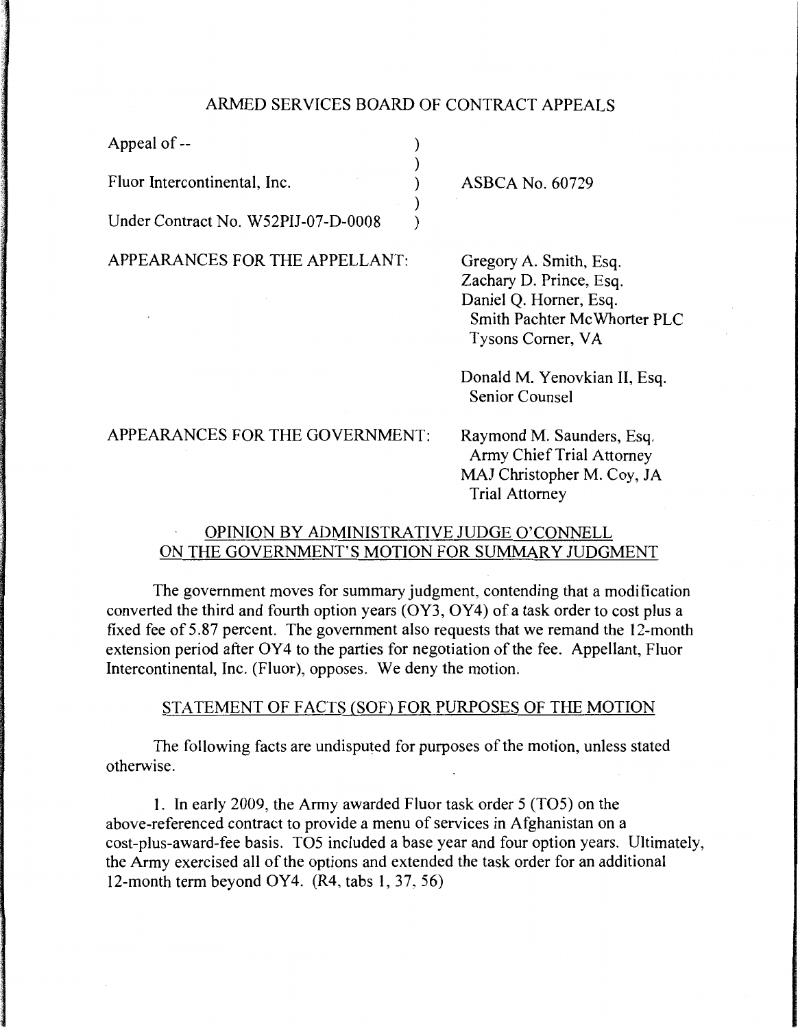## ARMED SERVICES BOARD OF CONTRACT APPEALS

| | |
|---|---|
| Appeal of -- | |
| Fluor Intercontinental, Inc. | ASBCA No. 60729 |
| Under Contract No. W52PIJ-07-D-0008 | |

APPEARANCES FOR THE APPELLANT:

Gregory A. Smith, Esq.
Zachary D. Prince, Esq.
Daniel Q. Horner, Esq.
Smith Pachter McWhorter PLC
Tysons Corner, VA

Donald M. Yenovkian II, Esq.
Senior Counsel

APPEARANCES FOR THE GOVERNMENT:

Raymond M. Saunders, Esq.
Army Chief Trial Attorney
MAJ Christopher M. Coy, JA
Trial Attorney

## OPINION BY ADMINISTRATIVE JUDGE O'CONNELL ON THE GOVERNMENT'S MOTION FOR SUMMARY JUDGMENT

The government moves for summary judgment, contending that a modification converted the third and fourth option years (OY3, OY4) of a task order to cost plus a fixed fee of 5.87 percent. The government also requests that we remand the 12-month extension period after OY4 to the parties for negotiation of the fee. Appellant, Fluor Intercontinental, Inc. (Fluor), opposes. We deny the motion.

## STATEMENT OF FACTS (SOF) FOR PURPOSES OF THE MOTION

The following facts are undisputed for purposes of the motion, unless stated otherwise.

1. In early 2009, the Army awarded Fluor task order 5 (TO5) on the above-referenced contract to provide a menu of services in Afghanistan on a cost-plus-award-fee basis. TO5 included a base year and four option years. Ultimately, the Army exercised all of the options and extended the task order for an additional 12-month term beyond OY4. (R4, tabs 1, 37, 56)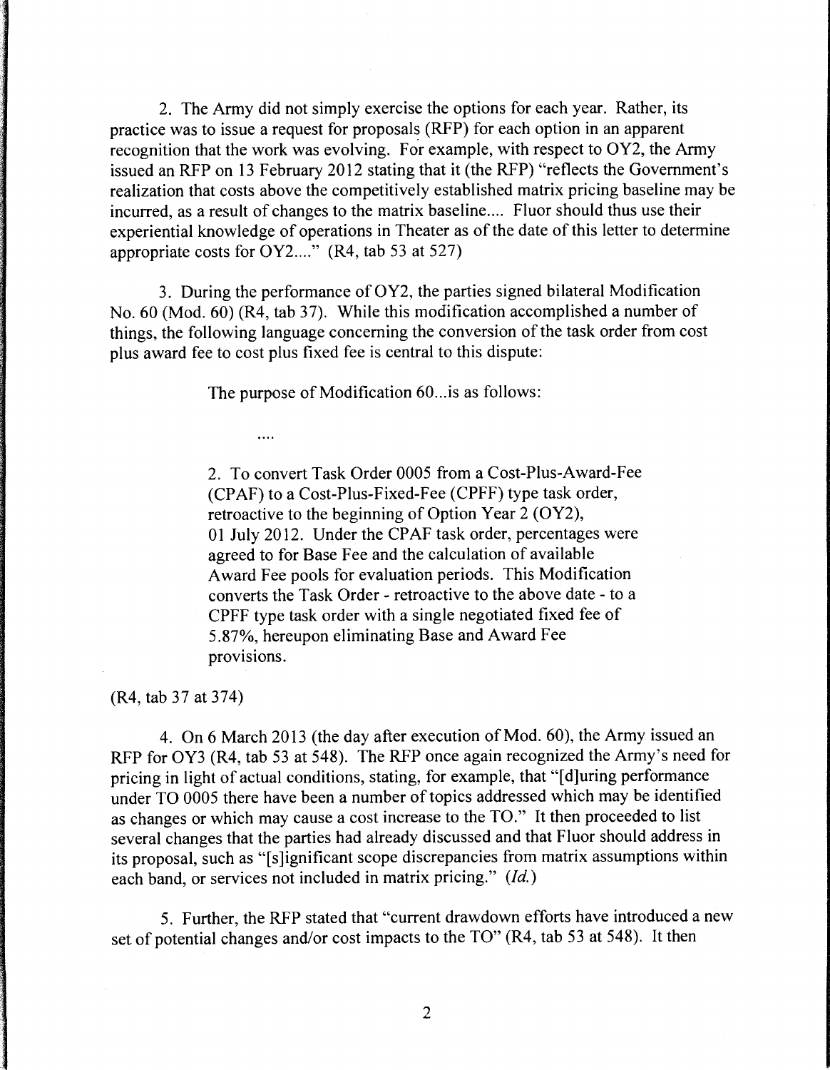2. The Army did not simply exercise the options for each year. Rather, its practice was to issue a request for proposals (RFP) for each option in an apparent recognition that the work was evolving. For example, with respect to OY2, the Army issued an RFP on 13 February 2012 stating that it (the RFP) "reflects the Government's realization that costs above the competitively established matrix pricing baseline may be incurred, as a result of changes to the matrix baseline.... Fluor should thus use their experiential knowledge of operations in Theater as of the date of this letter to determine appropriate costs for OY2...." (R4, tab 53 at 527)

3. During the performance of OY2, the parties signed bilateral Modification No. 60 (Mod. 60) (R4, tab 37). While this modification accomplished a number of things, the following language concerning the conversion of the task order from cost plus award fee to cost plus fixed fee is central to this dispute:

> The purpose of Modification 60...is as follows:
>
> ....
>
> 2. To convert Task Order 0005 from a Cost-Plus-Award-Fee (CPAF) to a Cost-Plus-Fixed-Fee (CPFF) type task order, retroactive to the beginning of Option Year 2 (OY2), 01 July 2012. Under the CPAF task order, percentages were agreed to for Base Fee and the calculation of available Award Fee pools for evaluation periods. This Modification converts the Task Order - retroactive to the above date - to a CPFF type task order with a single negotiated fixed fee of 5.87%, hereupon eliminating Base and Award Fee provisions.

(R4, tab 37 at 374)

4. On 6 March 2013 (the day after execution of Mod. 60), the Army issued an RFP for OY3 (R4, tab 53 at 548). The RFP once again recognized the Army's need for pricing in light of actual conditions, stating, for example, that "[d]uring performance under TO 0005 there have been a number of topics addressed which may be identified as changes or which may cause a cost increase to the TO." It then proceeded to list several changes that the parties had already discussed and that Fluor should address in its proposal, such as "[s]ignificant scope discrepancies from matrix assumptions within each band, or services not included in matrix pricing." (*Id.*)

5. Further, the RFP stated that "current drawdown efforts have introduced a new set of potential changes and/or cost impacts to the TO" (R4, tab 53 at 548). It then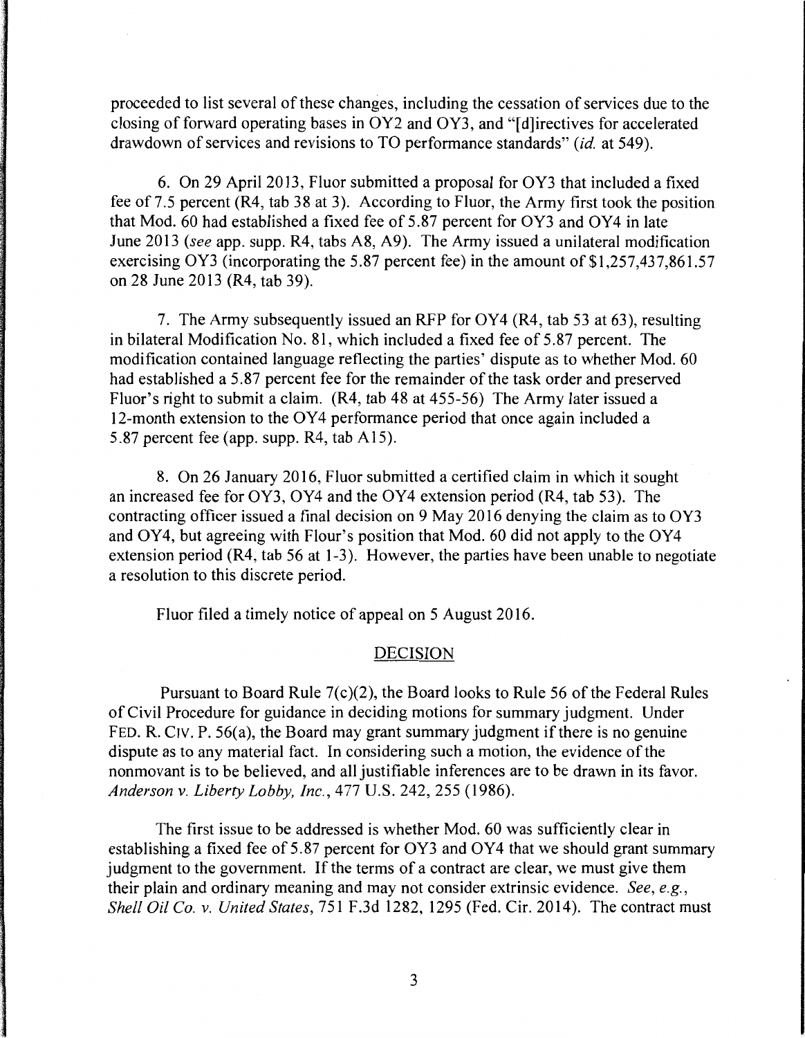proceeded to list several of these changes, including the cessation of services due to the closing of forward operating bases in OY2 and OY3, and "[d]irectives for accelerated drawdown of services and revisions to TO performance standards" (*id.* at 549).

6. On 29 April 2013, Fluor submitted a proposal for OY3 that included a fixed fee of 7.5 percent (R4, tab 38 at 3). According to Fluor, the Army first took the position that Mod. 60 had established a fixed fee of 5.87 percent for OY3 and OY4 in late June 2013 (*see* app. supp. R4, tabs A8, A9). The Army issued a unilateral modification exercising OY3 (incorporating the 5.87 percent fee) in the amount of $1,257,437,861.57 on 28 June 2013 (R4, tab 39).

7. The Army subsequently issued an RFP for OY4 (R4, tab 53 at 63), resulting in bilateral Modification No. 81, which included a fixed fee of 5.87 percent. The modification contained language reflecting the parties' dispute as to whether Mod. 60 had established a 5.87 percent fee for the remainder of the task order and preserved Fluor's right to submit a claim. (R4, tab 48 at 455-56) The Army later issued a 12-month extension to the OY4 performance period that once again included a 5.87 percent fee (app. supp. R4, tab A15).

8. On 26 January 2016, Fluor submitted a certified claim in which it sought an increased fee for OY3, OY4 and the OY4 extension period (R4, tab 53). The contracting officer issued a final decision on 9 May 2016 denying the claim as to OY3 and OY4, but agreeing with Flour's position that Mod. 60 did not apply to the OY4 extension period (R4, tab 56 at 1-3). However, the parties have been unable to negotiate a resolution to this discrete period.

Fluor filed a timely notice of appeal on 5 August 2016.

## DECISION

Pursuant to Board Rule 7(c)(2), the Board looks to Rule 56 of the Federal Rules of Civil Procedure for guidance in deciding motions for summary judgment. Under FED. R. CIV. P. 56(a), the Board may grant summary judgment if there is no genuine dispute as to any material fact. In considering such a motion, the evidence of the nonmovant is to be believed, and all justifiable inferences are to be drawn in its favor. *Anderson v. Liberty Lobby, Inc.*, 477 U.S. 242, 255 (1986).

The first issue to be addressed is whether Mod. 60 was sufficiently clear in establishing a fixed fee of 5.87 percent for OY3 and OY4 that we should grant summary judgment to the government. If the terms of a contract are clear, we must give them their plain and ordinary meaning and may not consider extrinsic evidence. *See, e.g.*, *Shell Oil Co. v. United States*, 751 F.3d 1282, 1295 (Fed. Cir. 2014). The contract must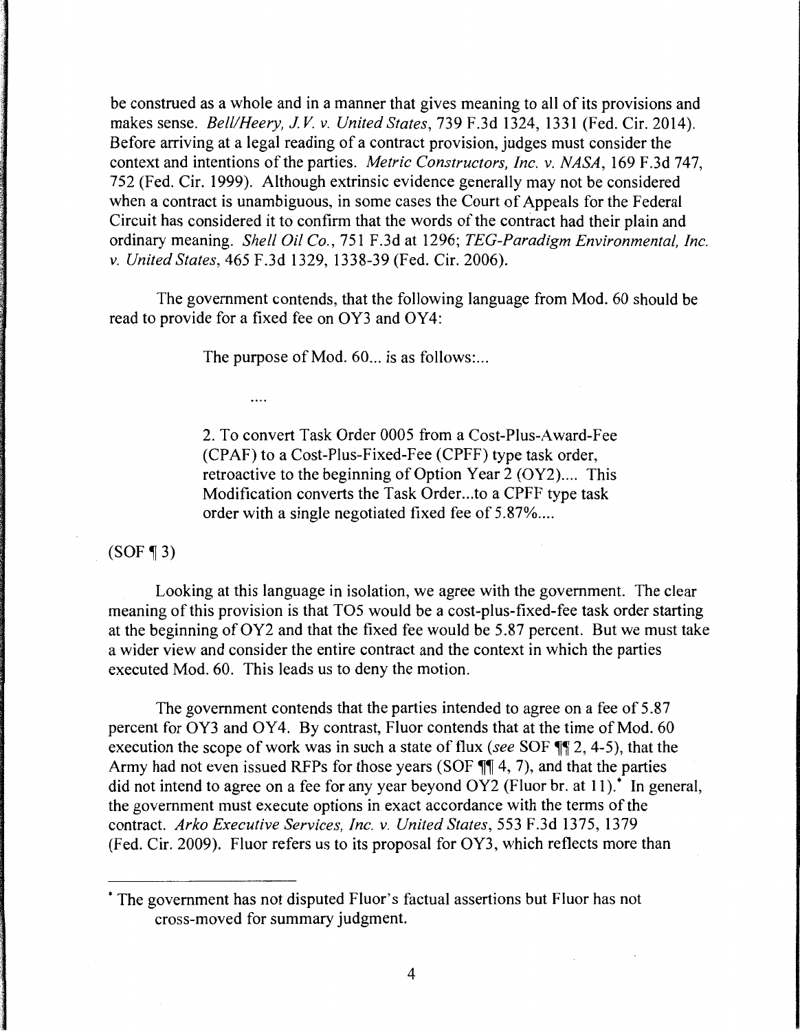be construed as a whole and in a manner that gives meaning to all of its provisions and makes sense. *Bell/Heery, J.V. v. United States*, 739 F.3d 1324, 1331 (Fed. Cir. 2014). Before arriving at a legal reading of a contract provision, judges must consider the context and intentions of the parties. *Metric Constructors, Inc. v. NASA*, 169 F.3d 747, 752 (Fed. Cir. 1999). Although extrinsic evidence generally may not be considered when a contract is unambiguous, in some cases the Court of Appeals for the Federal Circuit has considered it to confirm that the words of the contract had their plain and ordinary meaning. *Shell Oil Co.*, 751 F.3d at 1296; *TEG-Paradigm Environmental, Inc. v. United States*, 465 F.3d 1329, 1338-39 (Fed. Cir. 2006).

The government contends, that the following language from Mod. 60 should be read to provide for a fixed fee on OY3 and OY4:

> The purpose of Mod. 60... is as follows:...
>
> ....
>
> 2. To convert Task Order 0005 from a Cost-Plus-Award-Fee (CPAF) to a Cost-Plus-Fixed-Fee (CPFF) type task order, retroactive to the beginning of Option Year 2 (OY2).... This Modification converts the Task Order...to a CPFF type task order with a single negotiated fixed fee of 5.87%....

(SOF ¶ 3)

Looking at this language in isolation, we agree with the government. The clear meaning of this provision is that TO5 would be a cost-plus-fixed-fee task order starting at the beginning of OY2 and that the fixed fee would be 5.87 percent. But we must take a wider view and consider the entire contract and the context in which the parties executed Mod. 60. This leads us to deny the motion.

The government contends that the parties intended to agree on a fee of 5.87 percent for OY3 and OY4. By contrast, Fluor contends that at the time of Mod. 60 execution the scope of work was in such a state of flux (*see* SOF ¶¶ 2, 4-5), that the Army had not even issued RFPs for those years (SOF ¶¶ 4, 7), and that the parties did not intend to agree on a fee for any year beyond OY2 (Fluor br. at 11).* In general, the government must execute options in exact accordance with the terms of the contract. *Arko Executive Services, Inc. v. United States*, 553 F.3d 1375, 1379 (Fed. Cir. 2009). Fluor refers us to its proposal for OY3, which reflects more than

---

* The government has not disputed Fluor's factual assertions but Fluor has not cross-moved for summary judgment.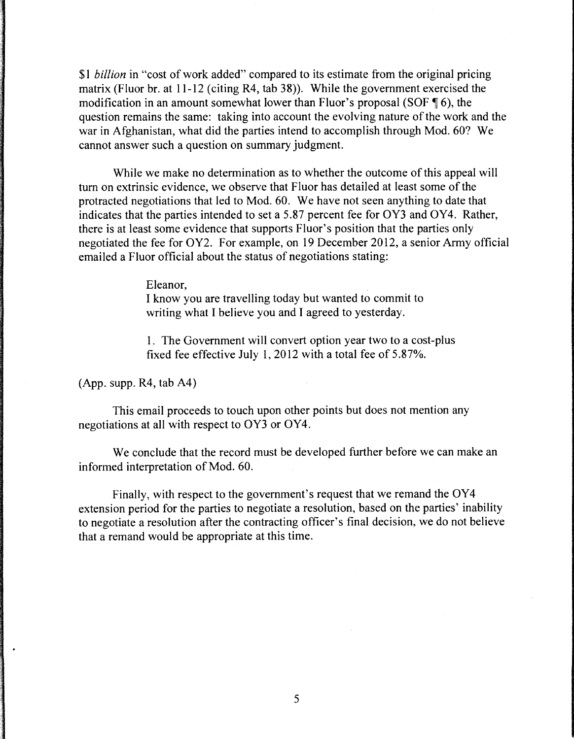$1 *billion* in "cost of work added" compared to its estimate from the original pricing matrix (Fluor br. at 11-12 (citing R4, tab 38)). While the government exercised the modification in an amount somewhat lower than Fluor's proposal (SOF ¶ 6), the question remains the same: taking into account the evolving nature of the work and the war in Afghanistan, what did the parties intend to accomplish through Mod. 60? We cannot answer such a question on summary judgment.

While we make no determination as to whether the outcome of this appeal will turn on extrinsic evidence, we observe that Fluor has detailed at least some of the protracted negotiations that led to Mod. 60. We have not seen anything to date that indicates that the parties intended to set a 5.87 percent fee for OY3 and OY4. Rather, there is at least some evidence that supports Fluor's position that the parties only negotiated the fee for OY2. For example, on 19 December 2012, a senior Army official emailed a Fluor official about the status of negotiations stating:

> Eleanor,
> I know you are travelling today but wanted to commit to writing what I believe you and I agreed to yesterday.
>
> 1. The Government will convert option year two to a cost-plus fixed fee effective July 1, 2012 with a total fee of 5.87%.

(App. supp. R4, tab A4)

This email proceeds to touch upon other points but does not mention any negotiations at all with respect to OY3 or OY4.

We conclude that the record must be developed further before we can make an informed interpretation of Mod. 60.

Finally, with respect to the government's request that we remand the OY4 extension period for the parties to negotiate a resolution, based on the parties' inability to negotiate a resolution after the contracting officer's final decision, we do not believe that a remand would be appropriate at this time.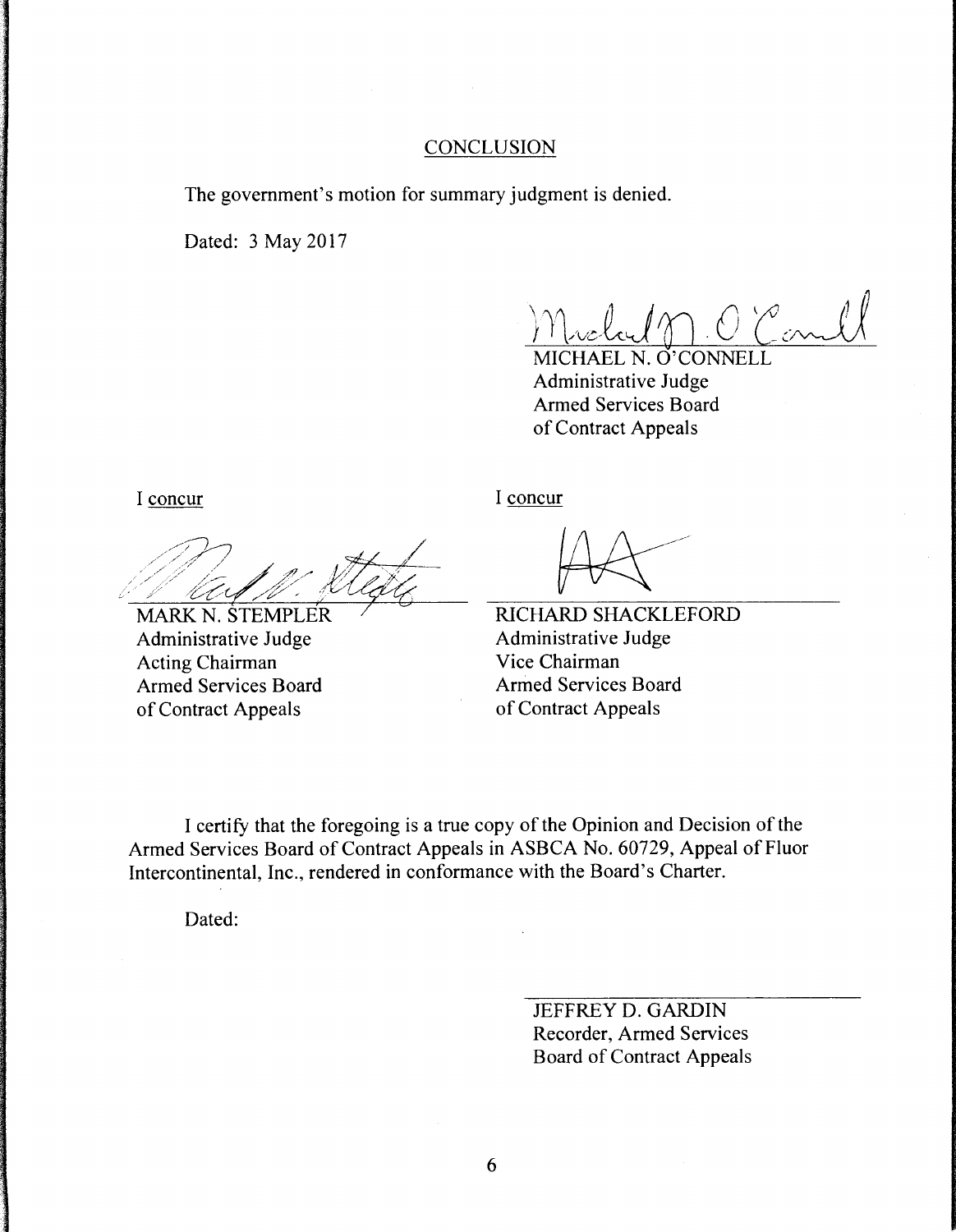## CONCLUSION

The government's motion for summary judgment is denied.

Dated: 3 May 2017

MICHAEL N. O'CONNELL
Administrative Judge
Armed Services Board
of Contract Appeals

I concur

MARK N. STEMPLER
Administrative Judge
Acting Chairman
Armed Services Board
of Contract Appeals

I concur

RICHARD SHACKLEFORD
Administrative Judge
Vice Chairman
Armed Services Board
of Contract Appeals

I certify that the foregoing is a true copy of the Opinion and Decision of the Armed Services Board of Contract Appeals in ASBCA No. 60729, Appeal of Fluor Intercontinental, Inc., rendered in conformance with the Board's Charter.

Dated:

JEFFREY D. GARDIN
Recorder, Armed Services
Board of Contract Appeals